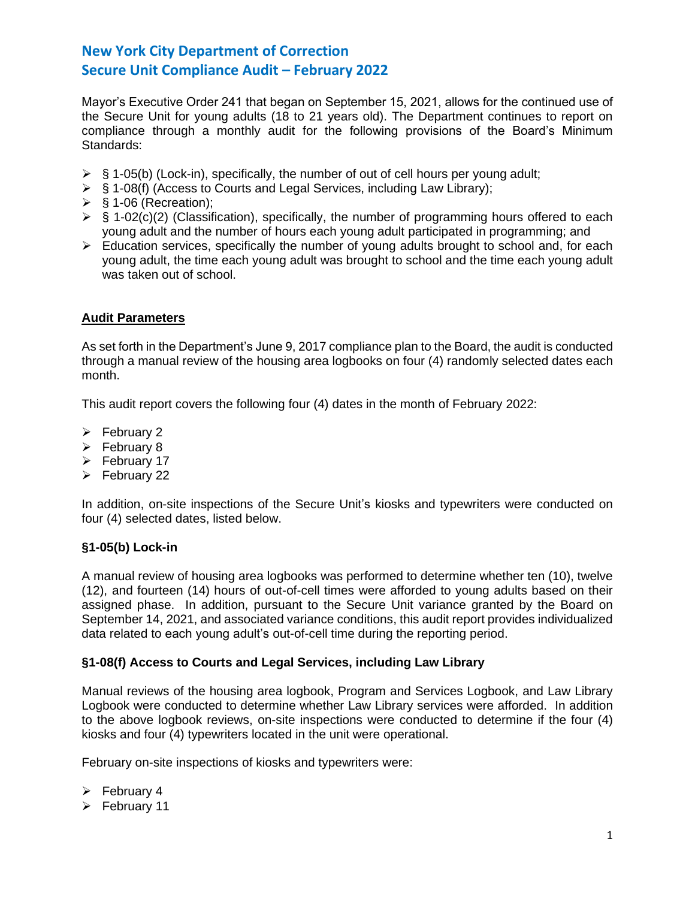# New York City Department of Correction
# Secure Unit Compliance Audit – February 2022

Mayor's Executive Order 241 that began on September 15, 2021, allows for the continued use of the Secure Unit for young adults (18 to 21 years old). The Department continues to report on compliance through a monthly audit for the following provisions of the Board's Minimum Standards:

- § 1-05(b) (Lock-in), specifically, the number of out of cell hours per young adult;
- § 1-08(f) (Access to Courts and Legal Services, including Law Library);
- § 1-06 (Recreation);
- § 1-02(c)(2) (Classification), specifically, the number of programming hours offered to each young adult and the number of hours each young adult participated in programming; and
- Education services, specifically the number of young adults brought to school and, for each young adult, the time each young adult was brought to school and the time each young adult was taken out of school.

## Audit Parameters

As set forth in the Department's June 9, 2017 compliance plan to the Board, the audit is conducted through a manual review of the housing area logbooks on four (4) randomly selected dates each month.

This audit report covers the following four (4) dates in the month of February 2022:

- February 2
- February 8
- February 17
- February 22

In addition, on-site inspections of the Secure Unit's kiosks and typewriters were conducted on four (4) selected dates, listed below.

### §1-05(b) Lock-in

A manual review of housing area logbooks was performed to determine whether ten (10), twelve (12), and fourteen (14) hours of out-of-cell times were afforded to young adults based on their assigned phase. In addition, pursuant to the Secure Unit variance granted by the Board on September 14, 2021, and associated variance conditions, this audit report provides individualized data related to each young adult's out-of-cell time during the reporting period.

### §1-08(f) Access to Courts and Legal Services, including Law Library

Manual reviews of the housing area logbook, Program and Services Logbook, and Law Library Logbook were conducted to determine whether Law Library services were afforded. In addition to the above logbook reviews, on-site inspections were conducted to determine if the four (4) kiosks and four (4) typewriters located in the unit were operational.

February on-site inspections of kiosks and typewriters were:

- February 4
- February 11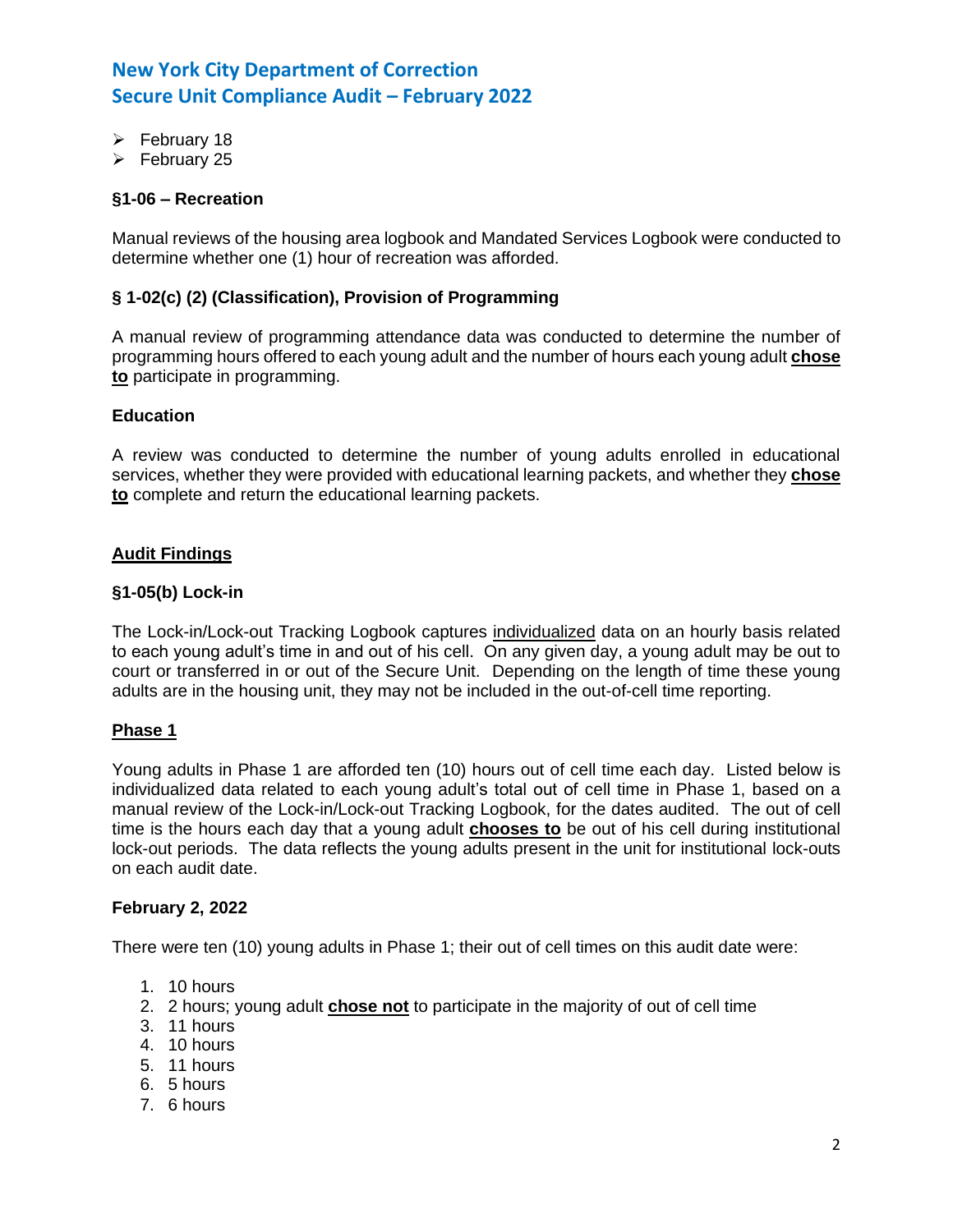- February 18
- February 25

**§1-06 – Recreation**

Manual reviews of the housing area logbook and Mandated Services Logbook were conducted to determine whether one (1) hour of recreation was afforded.

**§ 1-02(c) (2) (Classification), Provision of Programming**

A manual review of programming attendance data was conducted to determine the number of programming hours offered to each young adult and the number of hours each young adult **chose to** participate in programming.

**Education**

A review was conducted to determine the number of young adults enrolled in educational services, whether they were provided with educational learning packets, and whether they **chose to** complete and return the educational learning packets.

**Audit Findings**

**§1-05(b) Lock-in**

The Lock-in/Lock-out Tracking Logbook captures individualized data on an hourly basis related to each young adult's time in and out of his cell. On any given day, a young adult may be out to court or transferred in or out of the Secure Unit. Depending on the length of time these young adults are in the housing unit, they may not be included in the out-of-cell time reporting.

**Phase 1**

Young adults in Phase 1 are afforded ten (10) hours out of cell time each day. Listed below is individualized data related to each young adult's total out of cell time in Phase 1, based on a manual review of the Lock-in/Lock-out Tracking Logbook, for the dates audited. The out of cell time is the hours each day that a young adult **chooses to** be out of his cell during institutional lock-out periods. The data reflects the young adults present in the unit for institutional lock-outs on each audit date.

**February 2, 2022**

There were ten (10) young adults in Phase 1; their out of cell times on this audit date were:

1. 10 hours
2. 2 hours; young adult **chose not** to participate in the majority of out of cell time
3. 11 hours
4. 10 hours
5. 11 hours
6. 5 hours
7. 6 hours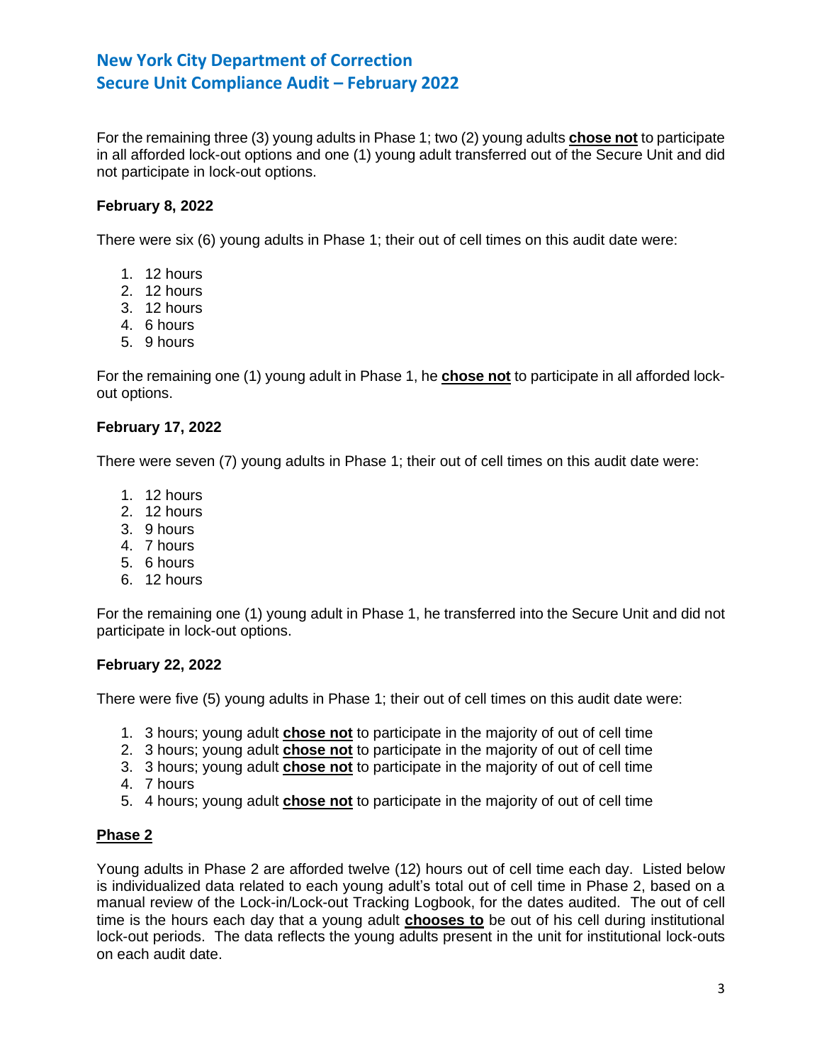For the remaining three (3) young adults in Phase 1; two (2) young adults **chose not** to participate in all afforded lock-out options and one (1) young adult transferred out of the Secure Unit and did not participate in lock-out options.

**February 8, 2022**

There were six (6) young adults in Phase 1; their out of cell times on this audit date were:

1. 12 hours
2. 12 hours
3. 12 hours
4. 6 hours
5. 9 hours

For the remaining one (1) young adult in Phase 1, he **chose not** to participate in all afforded lock-out options.

**February 17, 2022**

There were seven (7) young adults in Phase 1; their out of cell times on this audit date were:

1. 12 hours
2. 12 hours
3. 9 hours
4. 7 hours
5. 6 hours
6. 12 hours

For the remaining one (1) young adult in Phase 1, he transferred into the Secure Unit and did not participate in lock-out options.

**February 22, 2022**

There were five (5) young adults in Phase 1; their out of cell times on this audit date were:

1. 3 hours; young adult **chose not** to participate in the majority of out of cell time
2. 3 hours; young adult **chose not** to participate in the majority of out of cell time
3. 3 hours; young adult **chose not** to participate in the majority of out of cell time
4. 7 hours
5. 4 hours; young adult **chose not** to participate in the majority of out of cell time

**Phase 2**

Young adults in Phase 2 are afforded twelve (12) hours out of cell time each day. Listed below is individualized data related to each young adult's total out of cell time in Phase 2, based on a manual review of the Lock-in/Lock-out Tracking Logbook, for the dates audited. The out of cell time is the hours each day that a young adult **chooses to** be out of his cell during institutional lock-out periods. The data reflects the young adults present in the unit for institutional lock-outs on each audit date.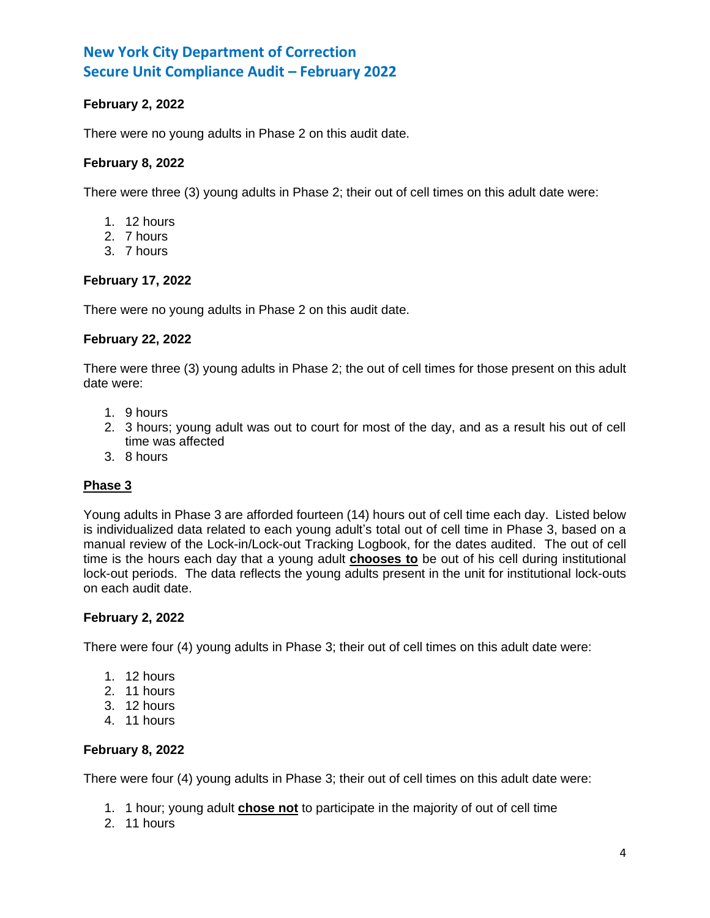**February 2, 2022**

There were no young adults in Phase 2 on this audit date.

**February 8, 2022**

There were three (3) young adults in Phase 2; their out of cell times on this adult date were:

1. 12 hours
2. 7 hours
3. 7 hours

**February 17, 2022**

There were no young adults in Phase 2 on this audit date.

**February 22, 2022**

There were three (3) young adults in Phase 2; the out of cell times for those present on this adult date were:

1. 9 hours
2. 3 hours; young adult was out to court for most of the day, and as a result his out of cell time was affected
3. 8 hours

**<u>Phase 3</u>**

Young adults in Phase 3 are afforded fourteen (14) hours out of cell time each day. Listed below is individualized data related to each young adult's total out of cell time in Phase 3, based on a manual review of the Lock-in/Lock-out Tracking Logbook, for the dates audited. The out of cell time is the hours each day that a young adult **<u>chooses to</u>** be out of his cell during institutional lock-out periods. The data reflects the young adults present in the unit for institutional lock-outs on each audit date.

**February 2, 2022**

There were four (4) young adults in Phase 3; their out of cell times on this adult date were:

1. 12 hours
2. 11 hours
3. 12 hours
4. 11 hours

**February 8, 2022**

There were four (4) young adults in Phase 3; their out of cell times on this adult date were:

1. 1 hour; young adult **<u>chose not</u>** to participate in the majority of out of cell time
2. 11 hours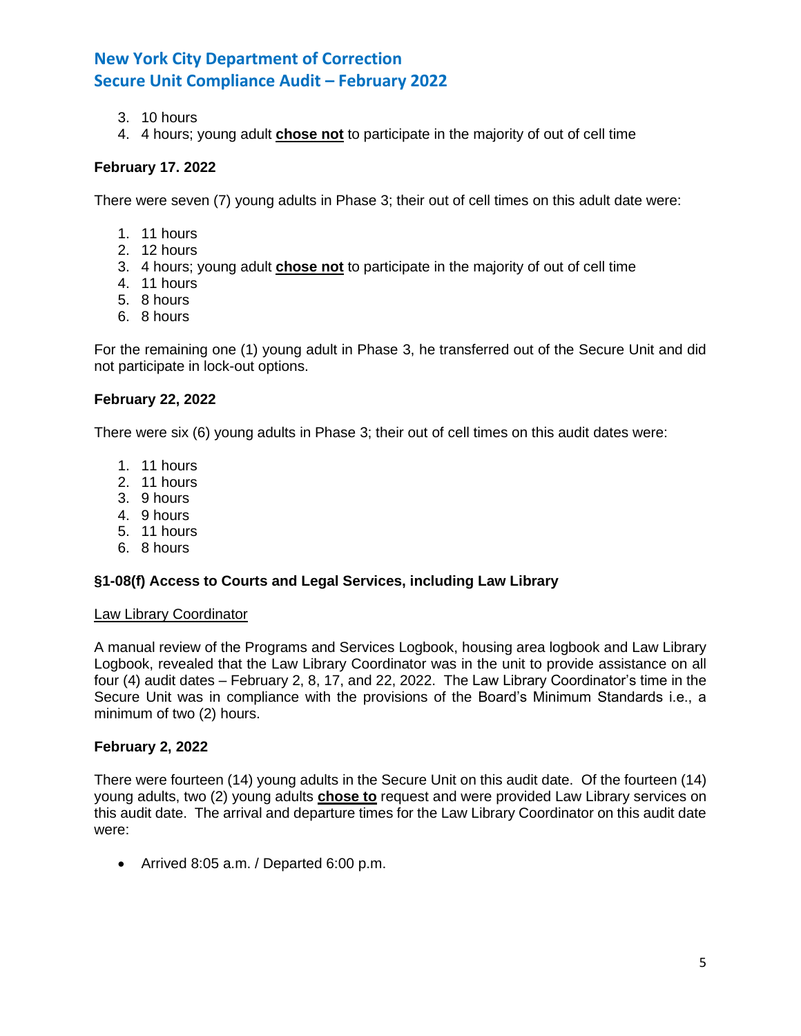3. 10 hours
4. 4 hours; young adult **chose not** to participate in the majority of out of cell time

**February 17. 2022**

There were seven (7) young adults in Phase 3; their out of cell times on this adult date were:

1. 11 hours
2. 12 hours
3. 4 hours; young adult **chose not** to participate in the majority of out of cell time
4. 11 hours
5. 8 hours
6. 8 hours

For the remaining one (1) young adult in Phase 3, he transferred out of the Secure Unit and did not participate in lock-out options.

**February 22, 2022**

There were six (6) young adults in Phase 3; their out of cell times on this audit dates were:

1. 11 hours
2. 11 hours
3. 9 hours
4. 9 hours
5. 11 hours
6. 8 hours

**§1-08(f) Access to Courts and Legal Services, including Law Library**

Law Library Coordinator

A manual review of the Programs and Services Logbook, housing area logbook and Law Library Logbook, revealed that the Law Library Coordinator was in the unit to provide assistance on all four (4) audit dates – February 2, 8, 17, and 22, 2022. The Law Library Coordinator's time in the Secure Unit was in compliance with the provisions of the Board's Minimum Standards i.e., a minimum of two (2) hours.

**February 2, 2022**

There were fourteen (14) young adults in the Secure Unit on this audit date. Of the fourteen (14) young adults, two (2) young adults **chose to** request and were provided Law Library services on this audit date. The arrival and departure times for the Law Library Coordinator on this audit date were:

- Arrived 8:05 a.m. / Departed 6:00 p.m.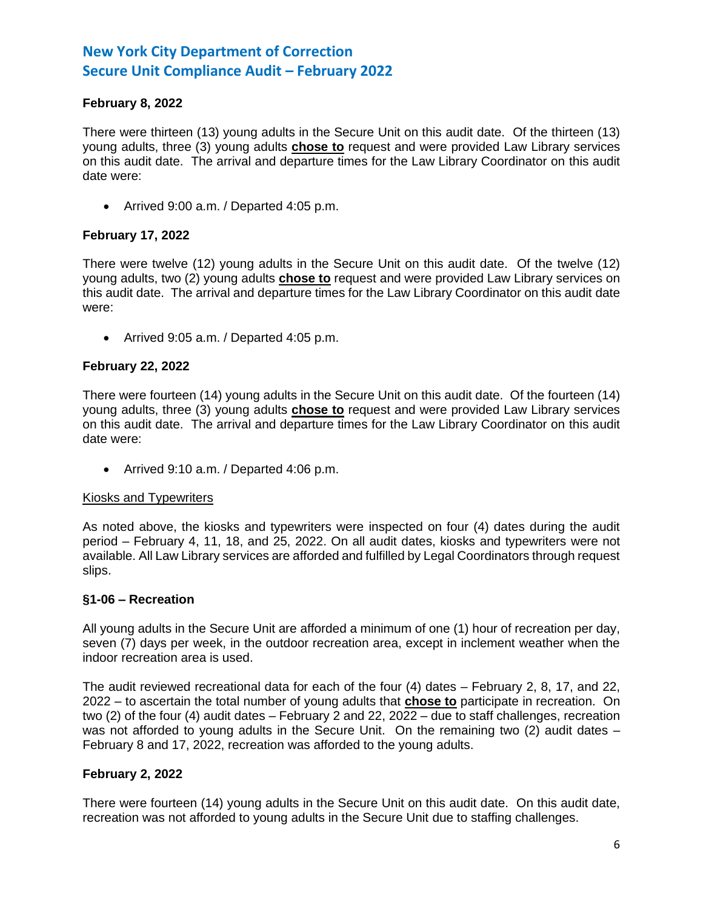**February 8, 2022**

There were thirteen (13) young adults in the Secure Unit on this audit date. Of the thirteen (13) young adults, three (3) young adults **chose to** request and were provided Law Library services on this audit date. The arrival and departure times for the Law Library Coordinator on this audit date were:

- Arrived 9:00 a.m. / Departed 4:05 p.m.

**February 17, 2022**

There were twelve (12) young adults in the Secure Unit on this audit date. Of the twelve (12) young adults, two (2) young adults **chose to** request and were provided Law Library services on this audit date. The arrival and departure times for the Law Library Coordinator on this audit date were:

- Arrived 9:05 a.m. / Departed 4:05 p.m.

**February 22, 2022**

There were fourteen (14) young adults in the Secure Unit on this audit date. Of the fourteen (14) young adults, three (3) young adults **chose to** request and were provided Law Library services on this audit date. The arrival and departure times for the Law Library Coordinator on this audit date were:

- Arrived 9:10 a.m. / Departed 4:06 p.m.

Kiosks and Typewriters

As noted above, the kiosks and typewriters were inspected on four (4) dates during the audit period – February 4, 11, 18, and 25, 2022. On all audit dates, kiosks and typewriters were not available. All Law Library services are afforded and fulfilled by Legal Coordinators through request slips.

**§1-06 – Recreation**

All young adults in the Secure Unit are afforded a minimum of one (1) hour of recreation per day, seven (7) days per week, in the outdoor recreation area, except in inclement weather when the indoor recreation area is used.

The audit reviewed recreational data for each of the four (4) dates – February 2, 8, 17, and 22, 2022 – to ascertain the total number of young adults that **chose to** participate in recreation. On two (2) of the four (4) audit dates – February 2 and 22, 2022 – due to staff challenges, recreation was not afforded to young adults in the Secure Unit. On the remaining two (2) audit dates – February 8 and 17, 2022, recreation was afforded to the young adults.

**February 2, 2022**

There were fourteen (14) young adults in the Secure Unit on this audit date. On this audit date, recreation was not afforded to young adults in the Secure Unit due to staffing challenges.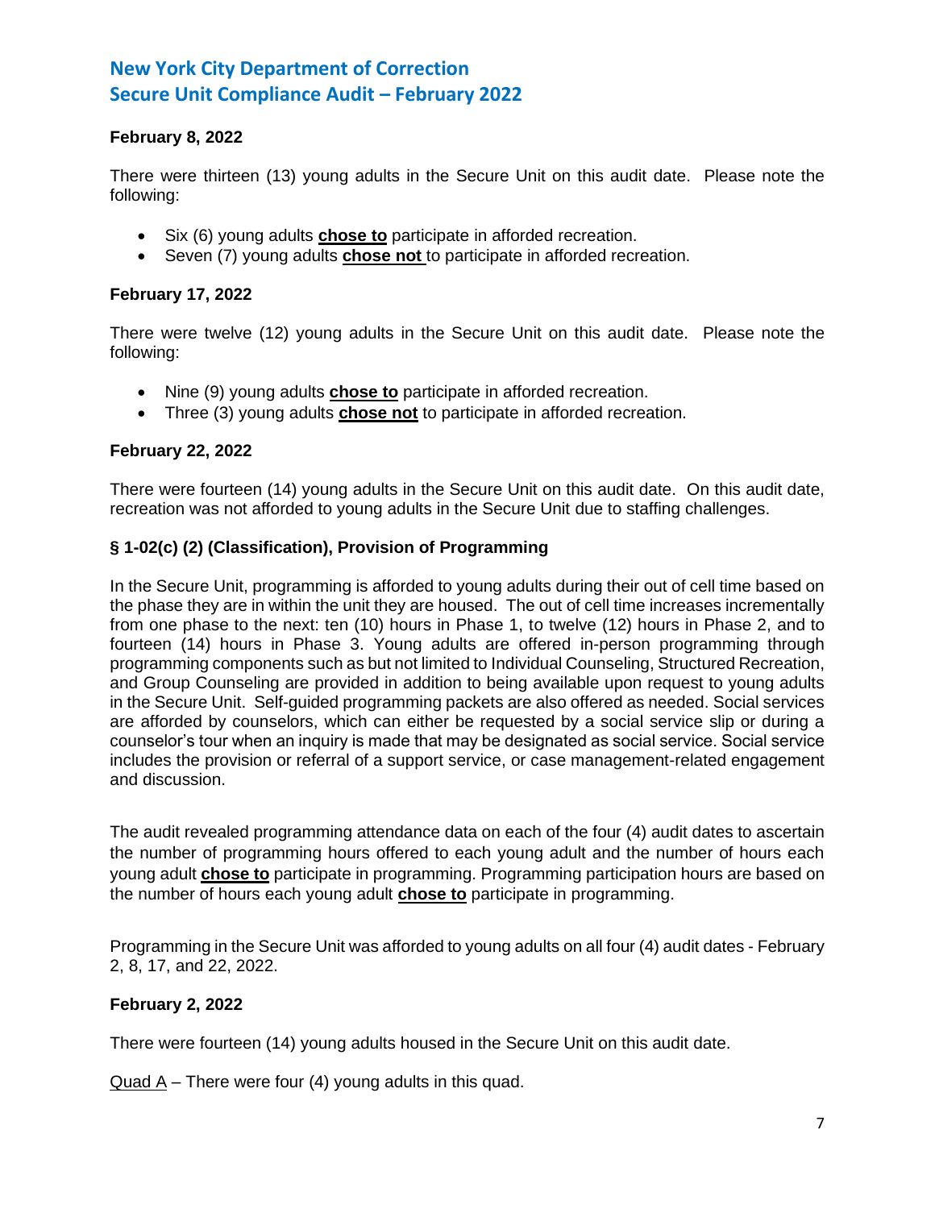**February 8, 2022**

There were thirteen (13) young adults in the Secure Unit on this audit date. Please note the following:

- Six (6) young adults **chose to** participate in afforded recreation.
- Seven (7) young adults **chose not** to participate in afforded recreation.

**February 17, 2022**

There were twelve (12) young adults in the Secure Unit on this audit date. Please note the following:

- Nine (9) young adults **chose to** participate in afforded recreation.
- Three (3) young adults **chose not** to participate in afforded recreation.

**February 22, 2022**

There were fourteen (14) young adults in the Secure Unit on this audit date. On this audit date, recreation was not afforded to young adults in the Secure Unit due to staffing challenges.

**§ 1-02(c) (2) (Classification), Provision of Programming**

In the Secure Unit, programming is afforded to young adults during their out of cell time based on the phase they are in within the unit they are housed. The out of cell time increases incrementally from one phase to the next: ten (10) hours in Phase 1, to twelve (12) hours in Phase 2, and to fourteen (14) hours in Phase 3. Young adults are offered in-person programming through programming components such as but not limited to Individual Counseling, Structured Recreation, and Group Counseling are provided in addition to being available upon request to young adults in the Secure Unit. Self-guided programming packets are also offered as needed. Social services are afforded by counselors, which can either be requested by a social service slip or during a counselor's tour when an inquiry is made that may be designated as social service. Social service includes the provision or referral of a support service, or case management-related engagement and discussion.

The audit revealed programming attendance data on each of the four (4) audit dates to ascertain the number of programming hours offered to each young adult and the number of hours each young adult **chose to** participate in programming. Programming participation hours are based on the number of hours each young adult **chose to** participate in programming.

Programming in the Secure Unit was afforded to young adults on all four (4) audit dates - February 2, 8, 17, and 22, 2022.

**February 2, 2022**

There were fourteen (14) young adults housed in the Secure Unit on this audit date.

Quad A – There were four (4) young adults in this quad.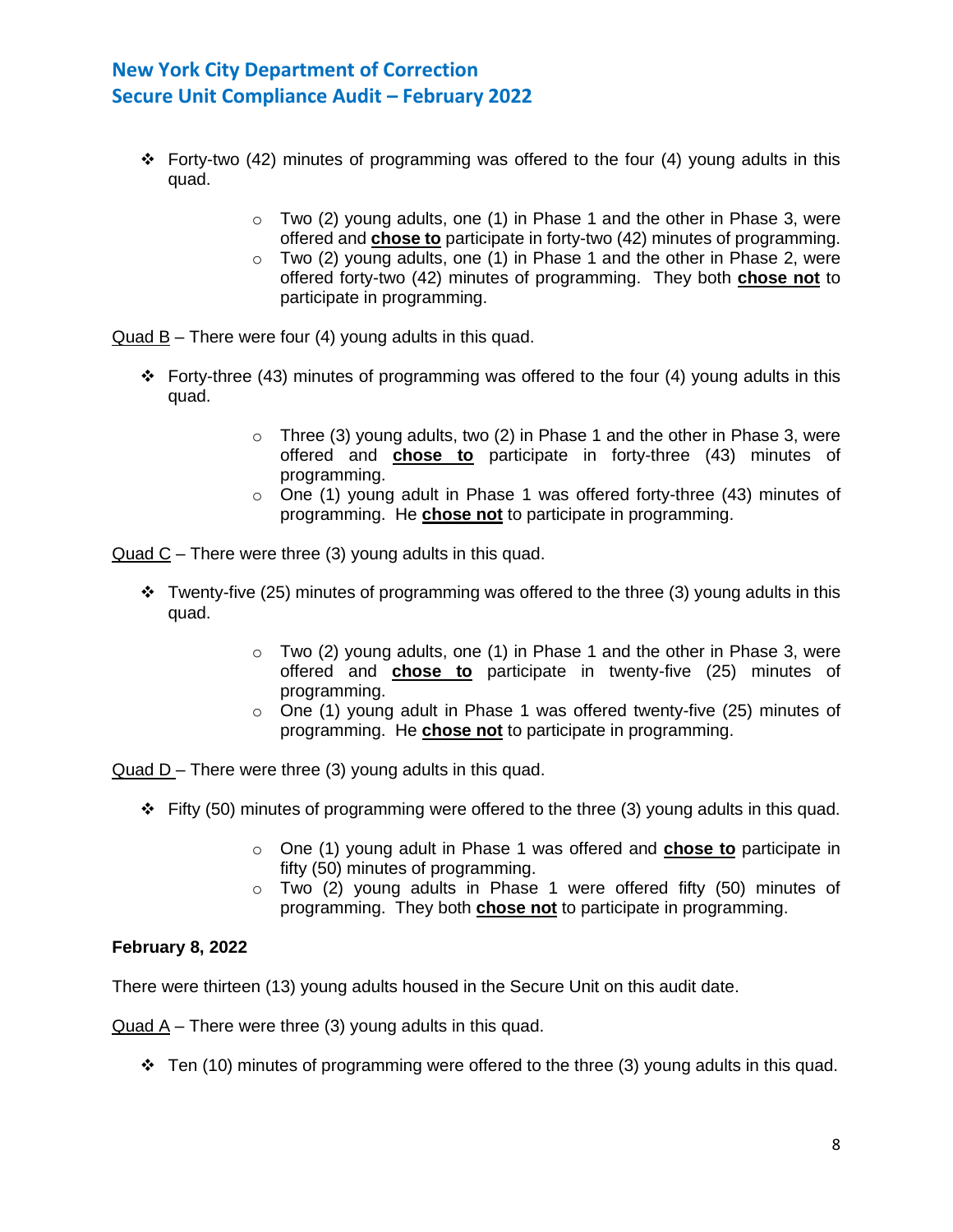- Forty-two (42) minutes of programming was offered to the four (4) young adults in this quad.
    - Two (2) young adults, one (1) in Phase 1 and the other in Phase 3, were offered and **chose to** participate in forty-two (42) minutes of programming.
    - Two (2) young adults, one (1) in Phase 1 and the other in Phase 2, were offered forty-two (42) minutes of programming. They both **chose not** to participate in programming.

Quad B – There were four (4) young adults in this quad.

- Forty-three (43) minutes of programming was offered to the four (4) young adults in this quad.
    - Three (3) young adults, two (2) in Phase 1 and the other in Phase 3, were offered and **chose to** participate in forty-three (43) minutes of programming.
    - One (1) young adult in Phase 1 was offered forty-three (43) minutes of programming. He **chose not** to participate in programming.

Quad C – There were three (3) young adults in this quad.

- Twenty-five (25) minutes of programming was offered to the three (3) young adults in this quad.
    - Two (2) young adults, one (1) in Phase 1 and the other in Phase 3, were offered and **chose to** participate in twenty-five (25) minutes of programming.
    - One (1) young adult in Phase 1 was offered twenty-five (25) minutes of programming. He **chose not** to participate in programming.

Quad D – There were three (3) young adults in this quad.

- Fifty (50) minutes of programming were offered to the three (3) young adults in this quad.
    - One (1) young adult in Phase 1 was offered and **chose to** participate in fifty (50) minutes of programming.
    - Two (2) young adults in Phase 1 were offered fifty (50) minutes of programming. They both **chose not** to participate in programming.

**February 8, 2022**

There were thirteen (13) young adults housed in the Secure Unit on this audit date.

Quad A – There were three (3) young adults in this quad.

- Ten (10) minutes of programming were offered to the three (3) young adults in this quad.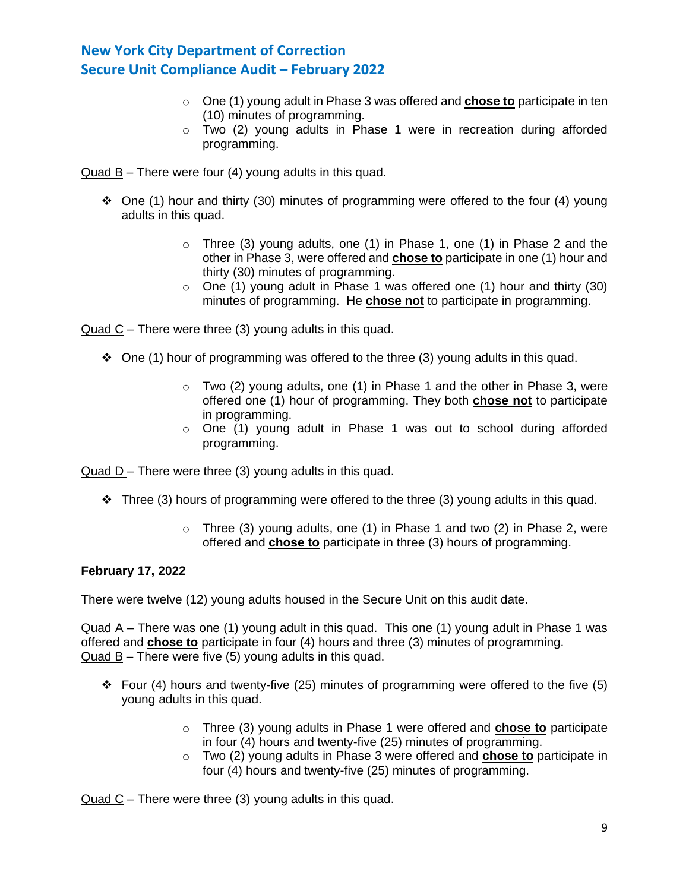- One (1) young adult in Phase 3 was offered and **chose to** participate in ten (10) minutes of programming.
- Two (2) young adults in Phase 1 were in recreation during afforded programming.

Quad B – There were four (4) young adults in this quad.

- One (1) hour and thirty (30) minutes of programming were offered to the four (4) young adults in this quad.
  - Three (3) young adults, one (1) in Phase 1, one (1) in Phase 2 and the other in Phase 3, were offered and **chose to** participate in one (1) hour and thirty (30) minutes of programming.
  - One (1) young adult in Phase 1 was offered one (1) hour and thirty (30) minutes of programming. He **chose not** to participate in programming.

Quad C – There were three (3) young adults in this quad.

- One (1) hour of programming was offered to the three (3) young adults in this quad.
  - Two (2) young adults, one (1) in Phase 1 and the other in Phase 3, were offered one (1) hour of programming. They both **chose not** to participate in programming.
  - One (1) young adult in Phase 1 was out to school during afforded programming.

Quad D – There were three (3) young adults in this quad.

- Three (3) hours of programming were offered to the three (3) young adults in this quad.
  - Three (3) young adults, one (1) in Phase 1 and two (2) in Phase 2, were offered and **chose to** participate in three (3) hours of programming.

**February 17, 2022**

There were twelve (12) young adults housed in the Secure Unit on this audit date.

Quad A – There was one (1) young adult in this quad. This one (1) young adult in Phase 1 was offered and **chose to** participate in four (4) hours and three (3) minutes of programming.
Quad B – There were five (5) young adults in this quad.

- Four (4) hours and twenty-five (25) minutes of programming were offered to the five (5) young adults in this quad.
  - Three (3) young adults in Phase 1 were offered and **chose to** participate in four (4) hours and twenty-five (25) minutes of programming.
  - Two (2) young adults in Phase 3 were offered and **chose to** participate in four (4) hours and twenty-five (25) minutes of programming.

Quad C – There were three (3) young adults in this quad.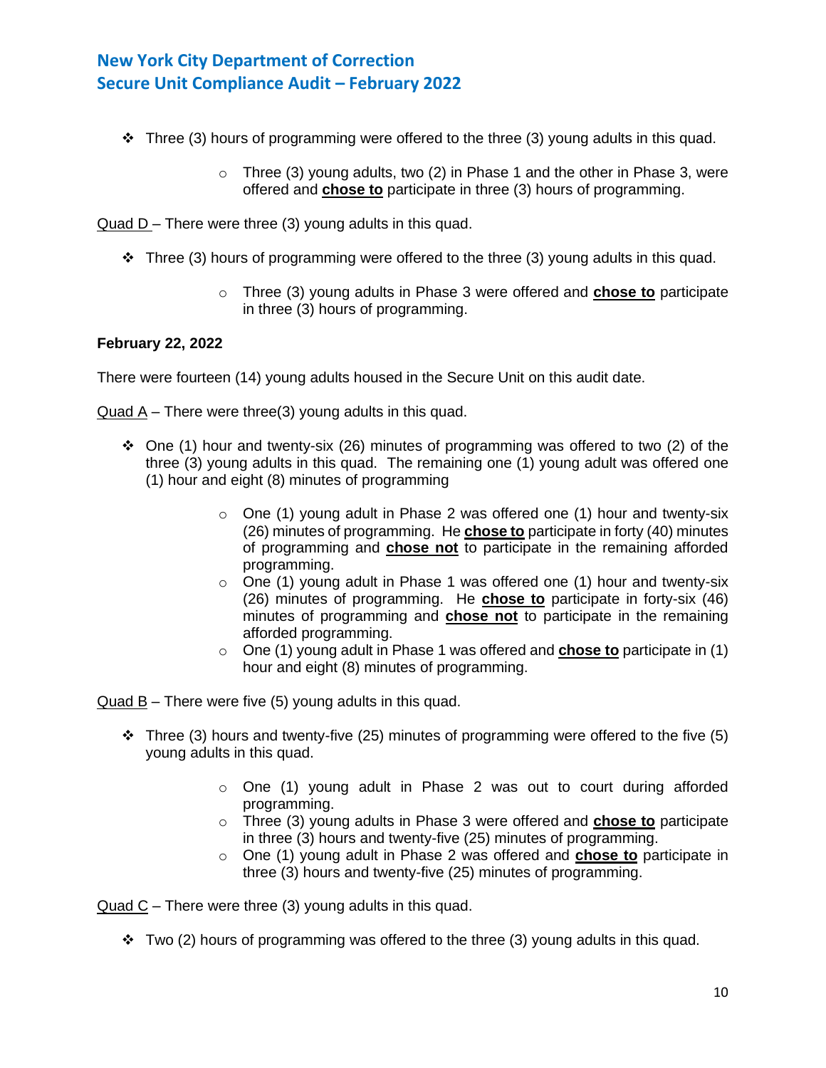- Three (3) hours of programming were offered to the three (3) young adults in this quad.
  - Three (3) young adults, two (2) in Phase 1 and the other in Phase 3, were offered and **chose to** participate in three (3) hours of programming.

Quad D – There were three (3) young adults in this quad.

- Three (3) hours of programming were offered to the three (3) young adults in this quad.
  - Three (3) young adults in Phase 3 were offered and **chose to** participate in three (3) hours of programming.

**February 22, 2022**

There were fourteen (14) young adults housed in the Secure Unit on this audit date.

Quad A – There were three(3) young adults in this quad.

- One (1) hour and twenty-six (26) minutes of programming was offered to two (2) of the three (3) young adults in this quad. The remaining one (1) young adult was offered one (1) hour and eight (8) minutes of programming
  - One (1) young adult in Phase 2 was offered one (1) hour and twenty-six (26) minutes of programming. He **chose to** participate in forty (40) minutes of programming and **chose not** to participate in the remaining afforded programming.
  - One (1) young adult in Phase 1 was offered one (1) hour and twenty-six (26) minutes of programming. He **chose to** participate in forty-six (46) minutes of programming and **chose not** to participate in the remaining afforded programming.
  - One (1) young adult in Phase 1 was offered and **chose to** participate in (1) hour and eight (8) minutes of programming.

Quad B – There were five (5) young adults in this quad.

- Three (3) hours and twenty-five (25) minutes of programming were offered to the five (5) young adults in this quad.
  - One (1) young adult in Phase 2 was out to court during afforded programming.
  - Three (3) young adults in Phase 3 were offered and **chose to** participate in three (3) hours and twenty-five (25) minutes of programming.
  - One (1) young adult in Phase 2 was offered and **chose to** participate in three (3) hours and twenty-five (25) minutes of programming.

Quad C – There were three (3) young adults in this quad.

- Two (2) hours of programming was offered to the three (3) young adults in this quad.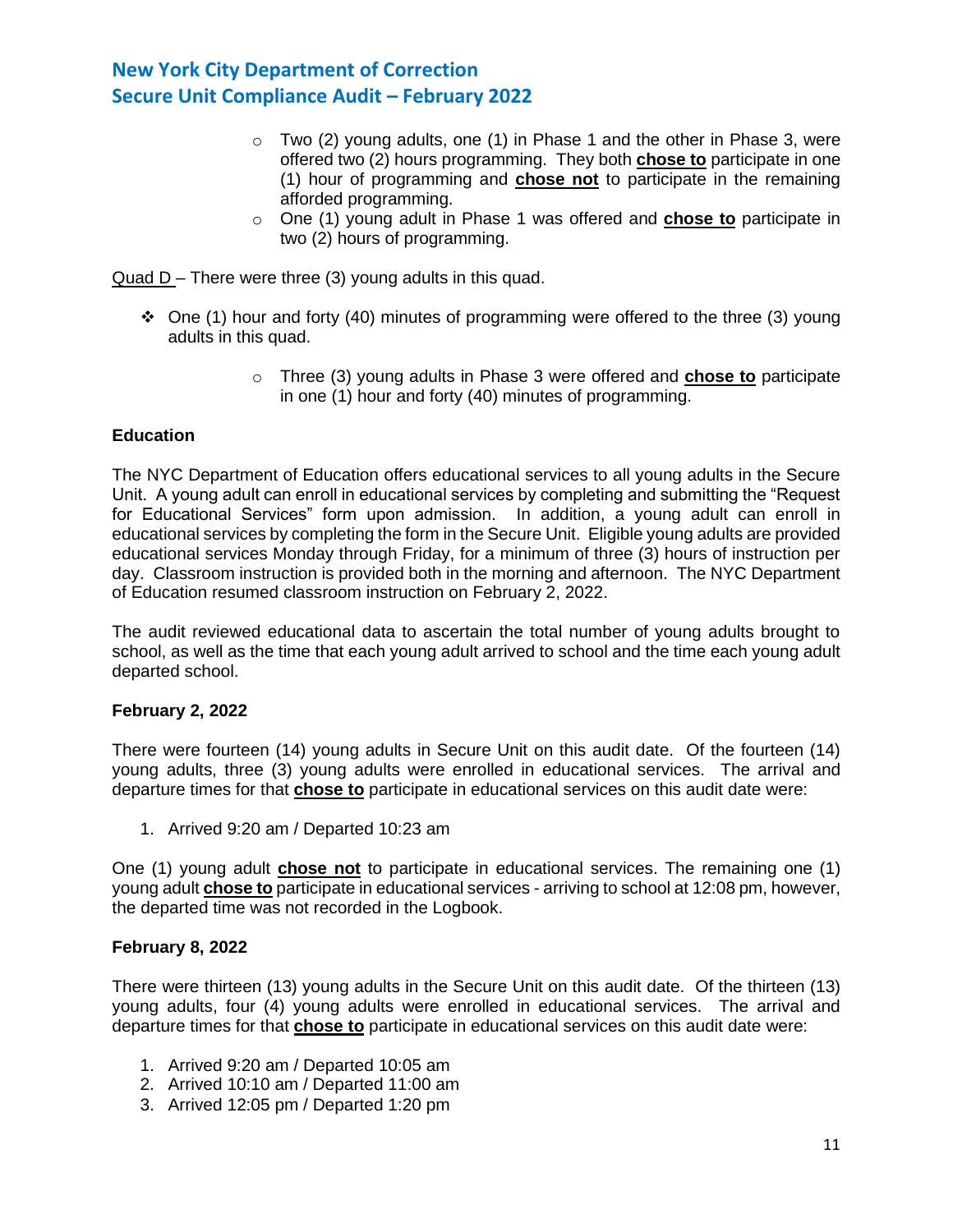- Two (2) young adults, one (1) in Phase 1 and the other in Phase 3, were offered two (2) hours programming. They both **chose to** participate in one (1) hour of programming and **chose not** to participate in the remaining afforded programming.
- One (1) young adult in Phase 1 was offered and **chose to** participate in two (2) hours of programming.

Quad D – There were three (3) young adults in this quad.

- One (1) hour and forty (40) minutes of programming were offered to the three (3) young adults in this quad.
  - Three (3) young adults in Phase 3 were offered and **chose to** participate in one (1) hour and forty (40) minutes of programming.

**Education**

The NYC Department of Education offers educational services to all young adults in the Secure Unit. A young adult can enroll in educational services by completing and submitting the "Request for Educational Services" form upon admission. In addition, a young adult can enroll in educational services by completing the form in the Secure Unit. Eligible young adults are provided educational services Monday through Friday, for a minimum of three (3) hours of instruction per day. Classroom instruction is provided both in the morning and afternoon. The NYC Department of Education resumed classroom instruction on February 2, 2022.

The audit reviewed educational data to ascertain the total number of young adults brought to school, as well as the time that each young adult arrived to school and the time each young adult departed school.

**February 2, 2022**

There were fourteen (14) young adults in Secure Unit on this audit date. Of the fourteen (14) young adults, three (3) young adults were enrolled in educational services. The arrival and departure times for that **chose to** participate in educational services on this audit date were:

1. Arrived 9:20 am / Departed 10:23 am

One (1) young adult **chose not** to participate in educational services. The remaining one (1) young adult **chose to** participate in educational services - arriving to school at 12:08 pm, however, the departed time was not recorded in the Logbook.

**February 8, 2022**

There were thirteen (13) young adults in the Secure Unit on this audit date. Of the thirteen (13) young adults, four (4) young adults were enrolled in educational services. The arrival and departure times for that **chose to** participate in educational services on this audit date were:

1. Arrived 9:20 am / Departed 10:05 am
2. Arrived 10:10 am / Departed 11:00 am
3. Arrived 12:05 pm / Departed 1:20 pm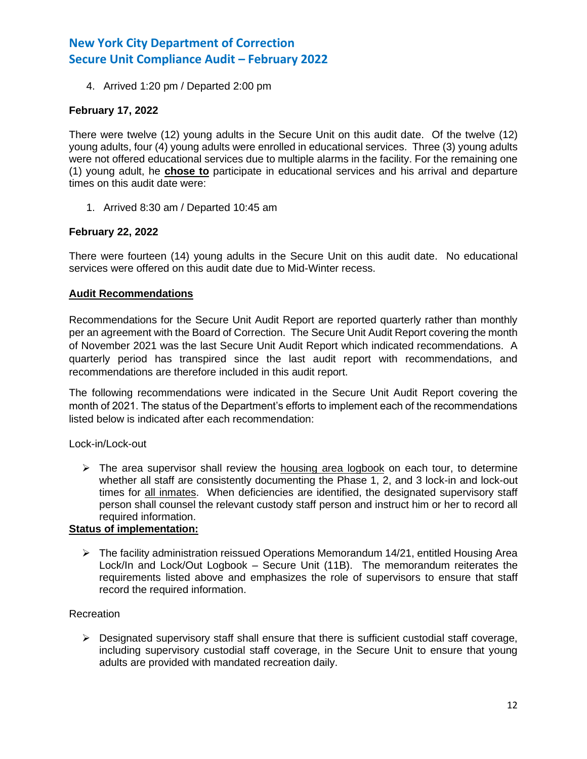4. Arrived 1:20 pm / Departed 2:00 pm

**February 17, 2022**

There were twelve (12) young adults in the Secure Unit on this audit date. Of the twelve (12) young adults, four (4) young adults were enrolled in educational services. Three (3) young adults were not offered educational services due to multiple alarms in the facility. For the remaining one (1) young adult, he **chose to** participate in educational services and his arrival and departure times on this audit date were:

1. Arrived 8:30 am / Departed 10:45 am

**February 22, 2022**

There were fourteen (14) young adults in the Secure Unit on this audit date. No educational services were offered on this audit date due to Mid-Winter recess.

**Audit Recommendations**

Recommendations for the Secure Unit Audit Report are reported quarterly rather than monthly per an agreement with the Board of Correction. The Secure Unit Audit Report covering the month of November 2021 was the last Secure Unit Audit Report which indicated recommendations. A quarterly period has transpired since the last audit report with recommendations, and recommendations are therefore included in this audit report.

The following recommendations were indicated in the Secure Unit Audit Report covering the month of 2021. The status of the Department's efforts to implement each of the recommendations listed below is indicated after each recommendation:

Lock-in/Lock-out

- The area supervisor shall review the housing area logbook on each tour, to determine whether all staff are consistently documenting the Phase 1, 2, and 3 lock-in and lock-out times for all inmates. When deficiencies are identified, the designated supervisory staff person shall counsel the relevant custody staff person and instruct him or her to record all required information.

**Status of implementation:**

- The facility administration reissued Operations Memorandum 14/21, entitled Housing Area Lock/In and Lock/Out Logbook – Secure Unit (11B). The memorandum reiterates the requirements listed above and emphasizes the role of supervisors to ensure that staff record the required information.

Recreation

- Designated supervisory staff shall ensure that there is sufficient custodial staff coverage, including supervisory custodial staff coverage, in the Secure Unit to ensure that young adults are provided with mandated recreation daily.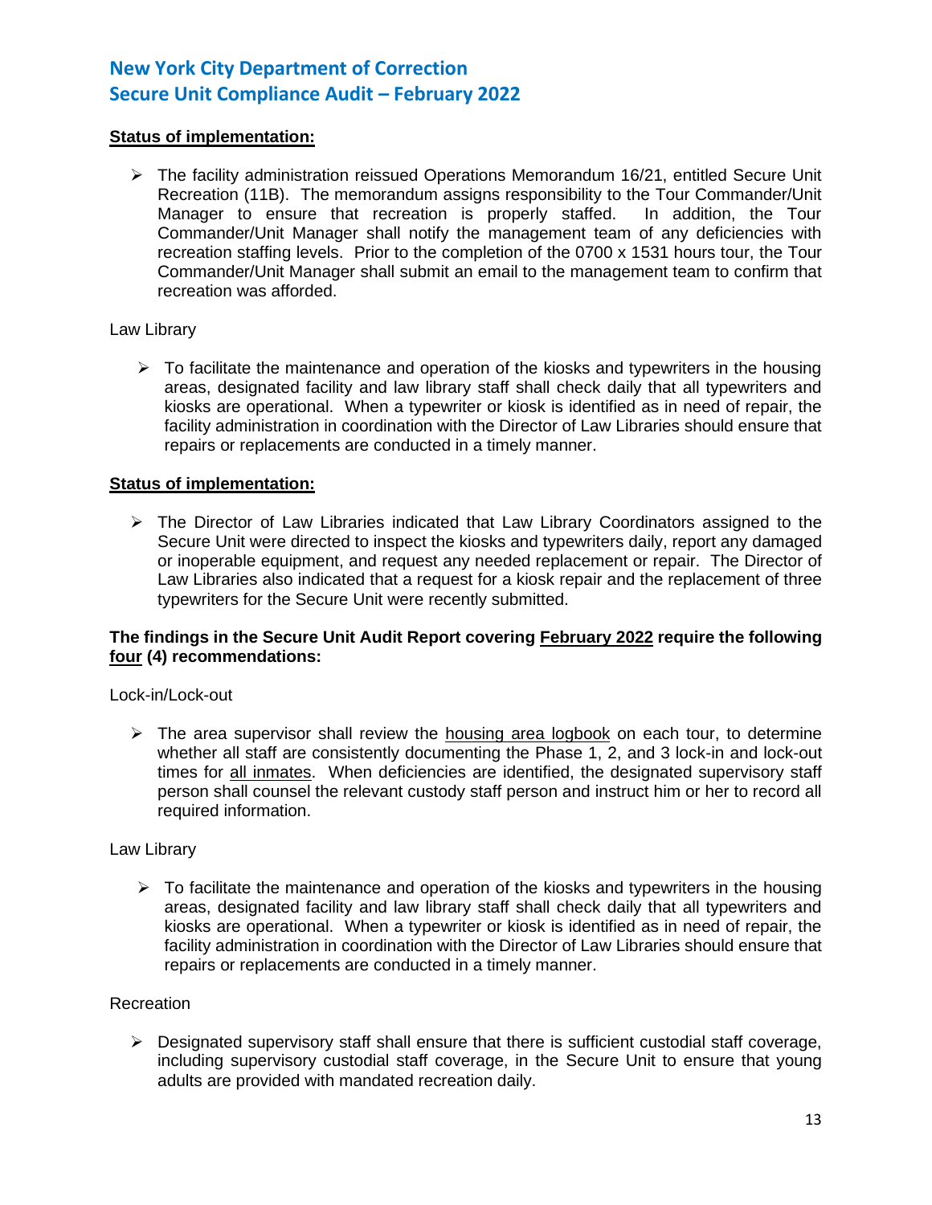**<u>Status of implementation:</u>**

- The facility administration reissued Operations Memorandum 16/21, entitled Secure Unit Recreation (11B). The memorandum assigns responsibility to the Tour Commander/Unit Manager to ensure that recreation is properly staffed. In addition, the Tour Commander/Unit Manager shall notify the management team of any deficiencies with recreation staffing levels. Prior to the completion of the 0700 x 1531 hours tour, the Tour Commander/Unit Manager shall submit an email to the management team to confirm that recreation was afforded.

Law Library

- To facilitate the maintenance and operation of the kiosks and typewriters in the housing areas, designated facility and law library staff shall check daily that all typewriters and kiosks are operational. When a typewriter or kiosk is identified as in need of repair, the facility administration in coordination with the Director of Law Libraries should ensure that repairs or replacements are conducted in a timely manner.

**<u>Status of implementation:</u>**

- The Director of Law Libraries indicated that Law Library Coordinators assigned to the Secure Unit were directed to inspect the kiosks and typewriters daily, report any damaged or inoperable equipment, and request any needed replacement or repair. The Director of Law Libraries also indicated that a request for a kiosk repair and the replacement of three typewriters for the Secure Unit were recently submitted.

**The findings in the Secure Unit Audit Report covering <u>February 2022</u> require the following <u>four</u> (4) recommendations:**

Lock-in/Lock-out

- The area supervisor shall review the <u>housing area logbook</u> on each tour, to determine whether all staff are consistently documenting the Phase 1, 2, and 3 lock-in and lock-out times for <u>all inmates</u>. When deficiencies are identified, the designated supervisory staff person shall counsel the relevant custody staff person and instruct him or her to record all required information.

Law Library

- To facilitate the maintenance and operation of the kiosks and typewriters in the housing areas, designated facility and law library staff shall check daily that all typewriters and kiosks are operational. When a typewriter or kiosk is identified as in need of repair, the facility administration in coordination with the Director of Law Libraries should ensure that repairs or replacements are conducted in a timely manner.

Recreation

- Designated supervisory staff shall ensure that there is sufficient custodial staff coverage, including supervisory custodial staff coverage, in the Secure Unit to ensure that young adults are provided with mandated recreation daily.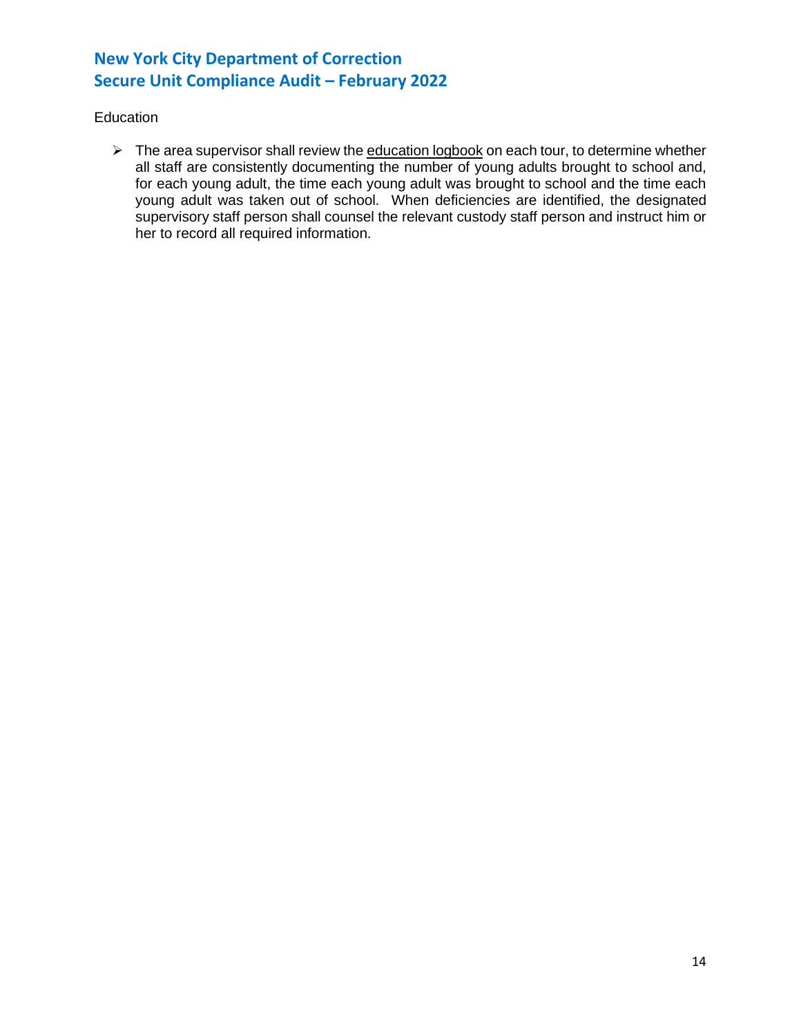Education

- The area supervisor shall review the <u>education logbook</u> on each tour, to determine whether all staff are consistently documenting the number of young adults brought to school and, for each young adult, the time each young adult was brought to school and the time each young adult was taken out of school. When deficiencies are identified, the designated supervisory staff person shall counsel the relevant custody staff person and instruct him or her to record all required information.